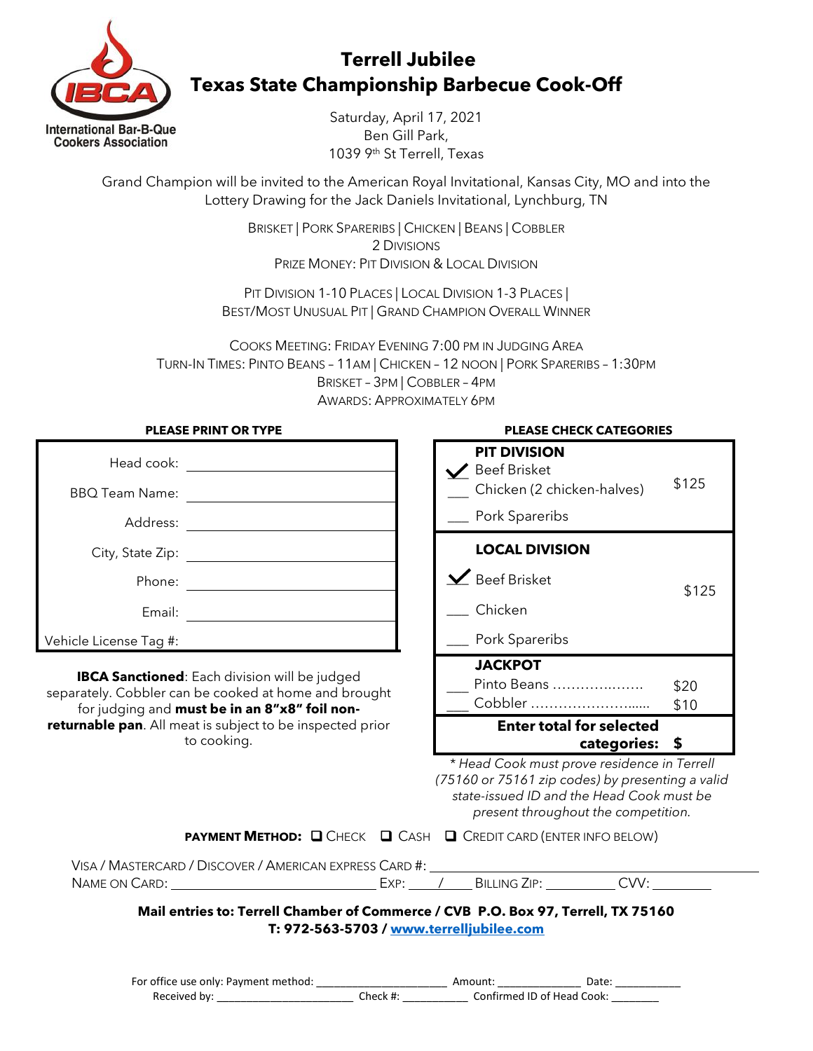International Bar-B-Que Cookers Association

# Terrell Jubilee
# Texas State Championship Barbecue Cook-Off

Saturday, April 17, 2021
Ben Gill Park,
1039 9th St Terrell, Texas

Grand Champion will be invited to the American Royal Invitational, Kansas City, MO and into the Lottery Drawing for the Jack Daniels Invitational, Lynchburg, TN

BRISKET | PORK SPARERIBS | CHICKEN | BEANS | COBBLER
2 DIVISIONS
PRIZE MONEY: PIT DIVISION & LOCAL DIVISION

PIT DIVISION 1-10 PLACES | LOCAL DIVISION 1-3 PLACES |
BEST/MOST UNUSUAL PIT | GRAND CHAMPION OVERALL WINNER

COOKS MEETING: FRIDAY EVENING 7:00 PM IN JUDGING AREA
TURN-IN TIMES: PINTO BEANS – 11AM | CHICKEN – 12 NOON | PORK SPARERIBS – 1:30PM
BRISKET – 3PM | COBBLER – 4PM
AWARDS: APPROXIMATELY 6PM

**PLEASE PRINT OR TYPE**

Head cook: ____________________

BBQ Team Name: ____________________

Address: ____________________

City, State Zip: ____________________

Phone: ____________________

Email: ____________________

Vehicle License Tag #: ____________________

**IBCA Sanctioned**: Each division will be judged separately. Cobbler can be cooked at home and brought for judging and **must be in an 8"x8" foil non-returnable pan**. All meat is subject to be inspected prior to cooking.

**PLEASE CHECK CATEGORIES**

| Category | Fee |
|---|---|
| **PIT DIVISION** | |
| ✓ Beef Brisket | |
| ___ Chicken (2 chicken-halves) | $125 |
| ___ Pork Spareribs | |
| **LOCAL DIVISION** | |
| ✓ Beef Brisket | |
| ___ Chicken | $125 |
| ___ Pork Spareribs | |
| **JACKPOT** | |
| ___ Pinto Beans ……………… | $20 |
| ___ Cobbler …………………… | $10 |
| **Enter total for selected categories:** | **$** |

*\* Head Cook must prove residence in Terrell (75160 or 75161 zip codes) by presenting a valid state-issued ID and the Head Cook must be present throughout the competition.*

**PAYMENT METHOD:** ☐ CHECK ☐ CASH ☐ CREDIT CARD (ENTER INFO BELOW)

VISA / MASTERCARD / DISCOVER / AMERICAN EXPRESS CARD #: ____________________
NAME ON CARD: ____________________ EXP: ____/____ BILLING ZIP: __________ CVV: ________

**Mail entries to: Terrell Chamber of Commerce / CVB P.O. Box 97, Terrell, TX 75160**
**T: 972-563-5703 / www.terrelljubilee.com**

For office use only: Payment method: ____________________ Amount: ______________ Date: ___________
Received by: ______________________ Check #: ___________ Confirmed ID of Head Cook: ________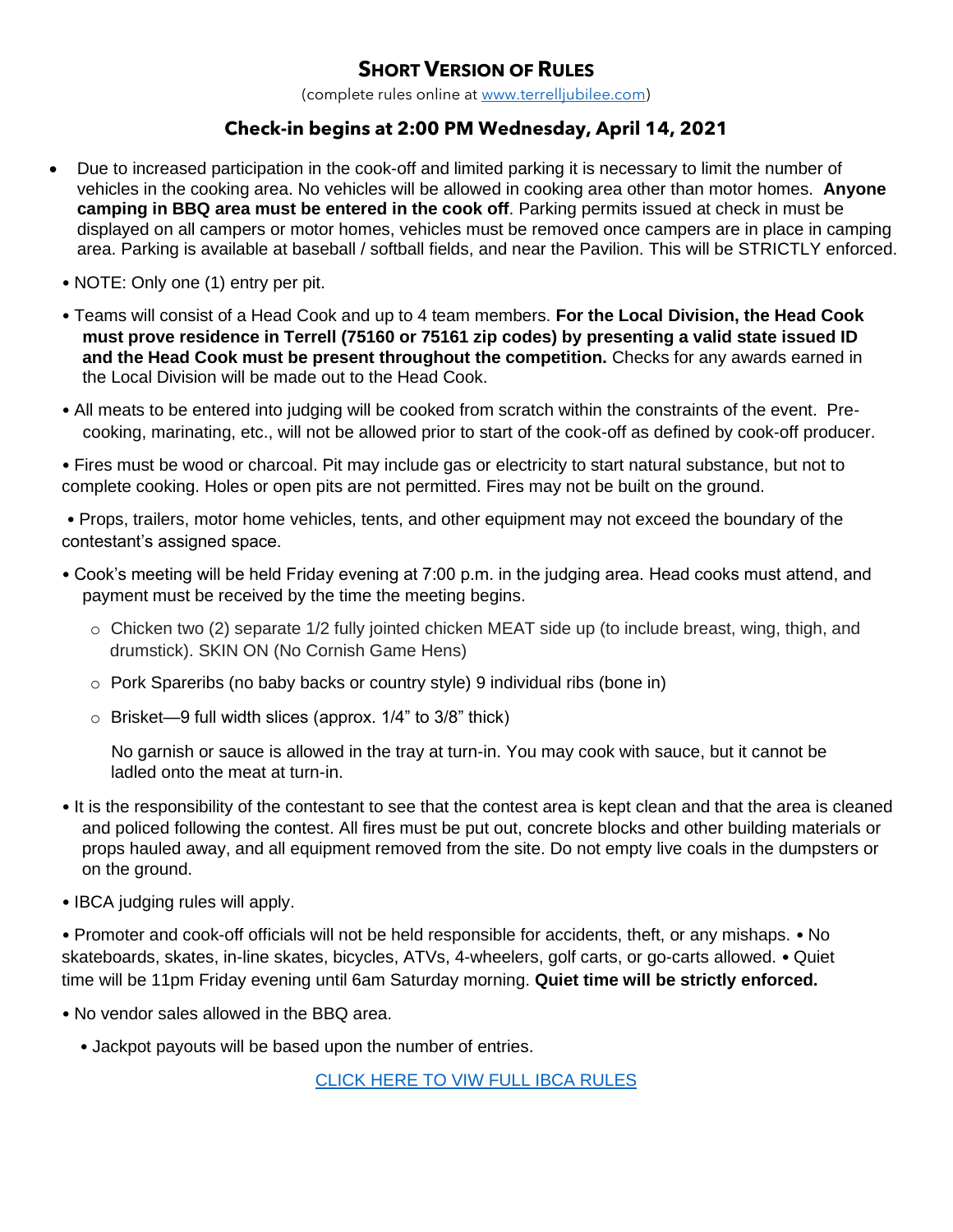## SHORT VERSION OF RULES

(complete rules online at [www.terrelljubilee.com](http://www.terrelljubilee.com))

### Check-in begins at 2:00 PM Wednesday, April 14, 2021

- Due to increased participation in the cook-off and limited parking it is necessary to limit the number of vehicles in the cooking area. No vehicles will be allowed in cooking area other than motor homes. **Anyone camping in BBQ area must be entered in the cook off**. Parking permits issued at check in must be displayed on all campers or motor homes, vehicles must be removed once campers are in place in camping area. Parking is available at baseball / softball fields, and near the Pavilion. This will be STRICTLY enforced.

- NOTE: Only one (1) entry per pit.

- Teams will consist of a Head Cook and up to 4 team members. **For the Local Division, the Head Cook must prove residence in Terrell (75160 or 75161 zip codes) by presenting a valid state issued ID and the Head Cook must be present throughout the competition.** Checks for any awards earned in the Local Division will be made out to the Head Cook.

- All meats to be entered into judging will be cooked from scratch within the constraints of the event. Pre-cooking, marinating, etc., will not be allowed prior to start of the cook-off as defined by cook-off producer.

- Fires must be wood or charcoal. Pit may include gas or electricity to start natural substance, but not to complete cooking. Holes or open pits are not permitted. Fires may not be built on the ground.

- Props, trailers, motor home vehicles, tents, and other equipment may not exceed the boundary of the contestant's assigned space.

- Cook's meeting will be held Friday evening at 7:00 p.m. in the judging area. Head cooks must attend, and payment must be received by the time the meeting begins.
  - Chicken two (2) separate 1/2 fully jointed chicken MEAT side up (to include breast, wing, thigh, and drumstick). SKIN ON (No Cornish Game Hens)
  - Pork Spareribs (no baby backs or country style) 9 individual ribs (bone in)
  - Brisket—9 full width slices (approx. 1/4" to 3/8" thick)

  No garnish or sauce is allowed in the tray at turn-in. You may cook with sauce, but it cannot be ladled onto the meat at turn-in.

- It is the responsibility of the contestant to see that the contest area is kept clean and that the area is cleaned and policed following the contest. All fires must be put out, concrete blocks and other building materials or props hauled away, and all equipment removed from the site. Do not empty live coals in the dumpsters or on the ground.

- IBCA judging rules will apply.

- Promoter and cook-off officials will not be held responsible for accidents, theft, or any mishaps. • No skateboards, skates, in-line skates, bicycles, ATVs, 4-wheelers, golf carts, or go-carts allowed. • Quiet time will be 11pm Friday evening until 6am Saturday morning. **Quiet time will be strictly enforced.**

- No vendor sales allowed in the BBQ area.

- Jackpot payouts will be based upon the number of entries.

CLICK HERE TO VIW FULL IBCA RULES